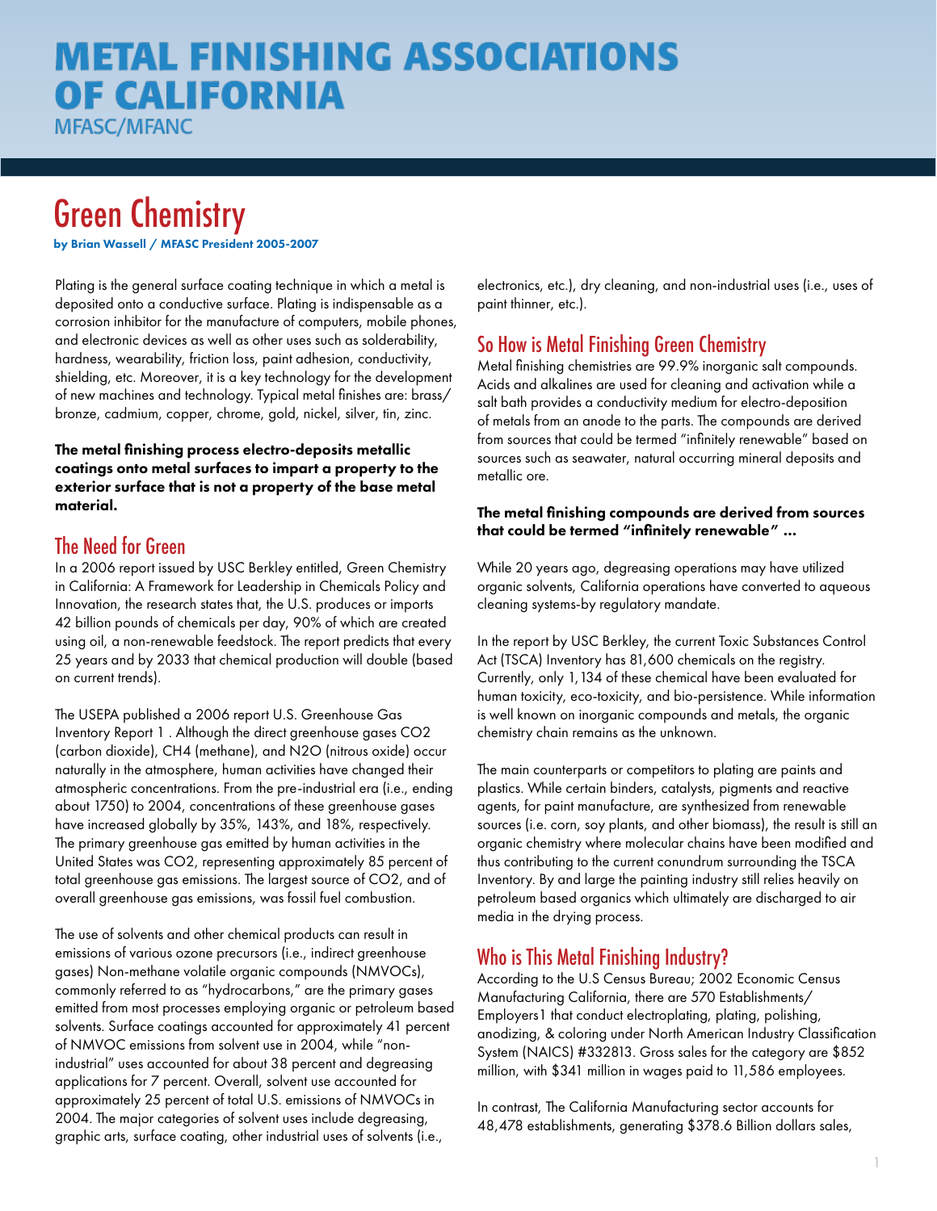// METAL FINISHING ASSOCIATIONS OF CALIFORNIA
MFASC/MFANC

# Green Chemistry

**by Brian Wassell / MFASC President 2005-2007**

Plating is the general surface coating technique in which a metal is deposited onto a conductive surface. Plating is indispensable as a corrosion inhibitor for the manufacture of computers, mobile phones, and electronic devices as well as other uses such as solderability, hardness, wearability, friction loss, paint adhesion, conductivity, shielding, etc. Moreover, it is a key technology for the development of new machines and technology. Typical metal finishes are: brass/bronze, cadmium, copper, chrome, gold, nickel, silver, tin, zinc.

**The metal finishing process electro-deposits metallic coatings onto metal surfaces to impart a property to the exterior surface that is not a property of the base metal material.**

## The Need for Green

In a 2006 report issued by USC Berkley entitled, Green Chemistry in California: A Framework for Leadership in Chemicals Policy and Innovation, the research states that, the U.S. produces or imports 42 billion pounds of chemicals per day, 90% of which are created using oil, a non-renewable feedstock. The report predicts that every 25 years and by 2033 that chemical production will double (based on current trends).

The USEPA published a 2006 report U.S. Greenhouse Gas Inventory Report 1 . Although the direct greenhouse gases $CO_2$ (carbon dioxide), $CH_4$ (methane), and $N_2O$ (nitrous oxide) occur naturally in the atmosphere, human activities have changed their atmospheric concentrations. From the pre-industrial era (i.e., ending about 1750) to 2004, concentrations of these greenhouse gases have increased globally by 35%, 143%, and 18%, respectively. The primary greenhouse gas emitted by human activities in the United States was $CO_2$, representing approximately 85 percent of total greenhouse gas emissions. The largest source of $CO_2$, and of overall greenhouse gas emissions, was fossil fuel combustion.

The use of solvents and other chemical products can result in emissions of various ozone precursors (i.e., indirect greenhouse gases) Non-methane volatile organic compounds (NMVOCs), commonly referred to as "hydrocarbons," are the primary gases emitted from most processes employing organic or petroleum based solvents. Surface coatings accounted for approximately 41 percent of NMVOC emissions from solvent use in 2004, while "non-industrial" uses accounted for about 38 percent and degreasing applications for 7 percent. Overall, solvent use accounted for approximately 25 percent of total U.S. emissions of NMVOCs in 2004. The major categories of solvent uses include degreasing, graphic arts, surface coating, other industrial uses of solvents (i.e., electronics, etc.), dry cleaning, and non-industrial uses (i.e., uses of paint thinner, etc.).

## So How is Metal Finishing Green Chemistry

Metal finishing chemistries are 99.9% inorganic salt compounds. Acids and alkalines are used for cleaning and activation while a salt bath provides a conductivity medium for electro-deposition of metals from an anode to the parts. The compounds are derived from sources that could be termed "infinitely renewable" based on sources such as seawater, natural occurring mineral deposits and metallic ore.

**The metal finishing compounds are derived from sources that could be termed "infinitely renewable" ...**

While 20 years ago, degreasing operations may have utilized organic solvents, California operations have converted to aqueous cleaning systems-by regulatory mandate.

In the report by USC Berkley, the current Toxic Substances Control Act (TSCA) Inventory has 81,600 chemicals on the registry. Currently, only 1,134 of these chemical have been evaluated for human toxicity, eco-toxicity, and bio-persistence. While information is well known on inorganic compounds and metals, the organic chemistry chain remains as the unknown.

The main counterparts or competitors to plating are paints and plastics. While certain binders, catalysts, pigments and reactive agents, for paint manufacture, are synthesized from renewable sources (i.e. corn, soy plants, and other biomass), the result is still an organic chemistry where molecular chains have been modified and thus contributing to the current conundrum surrounding the TSCA Inventory. By and large the painting industry still relies heavily on petroleum based organics which ultimately are discharged to air media in the drying process.

## Who is This Metal Finishing Industry?

According to the U.S Census Bureau; 2002 Economic Census Manufacturing California, there are 570 Establishments/Employers1 that conduct electroplating, plating, polishing, anodizing, & coloring under North American Industry Classification System (NAICS) #332813. Gross sales for the category are $852 million, with $341 million in wages paid to 11,586 employees.

In contrast, The California Manufacturing sector accounts for 48,478 establishments, generating $378.6 Billion dollars sales,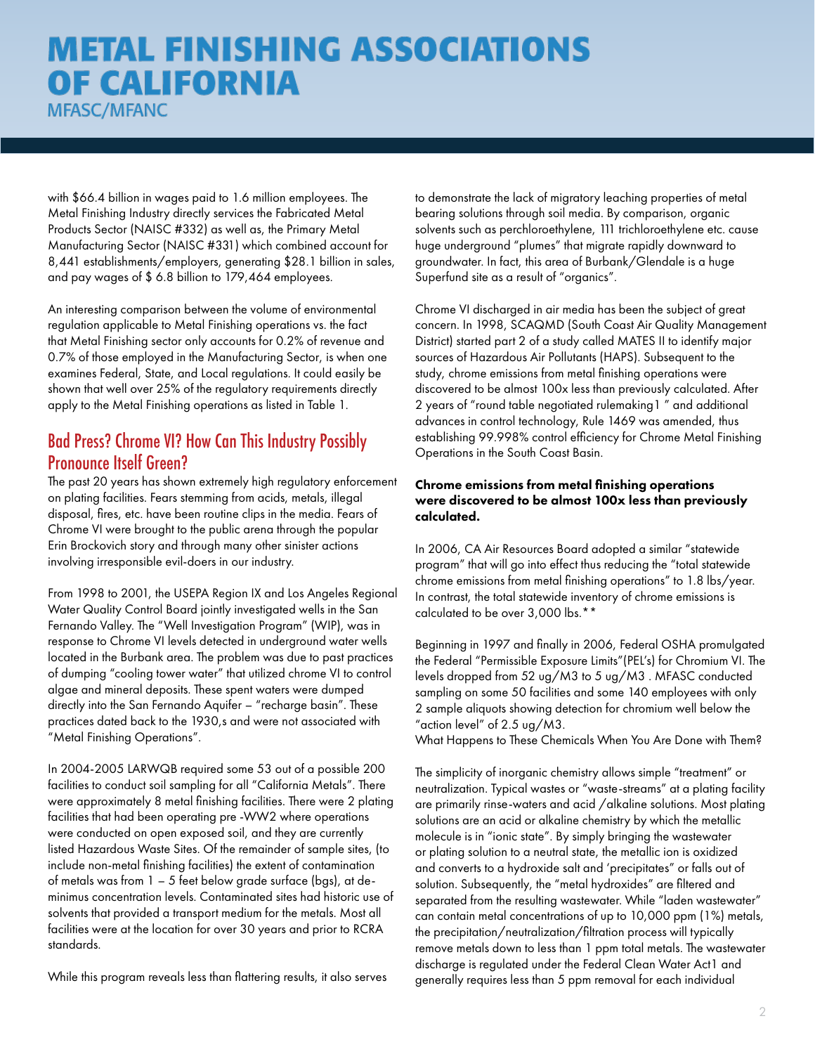with $66.4 billion in wages paid to 1.6 million employees. The Metal Finishing Industry directly services the Fabricated Metal Products Sector (NAISC #332) as well as, the Primary Metal Manufacturing Sector (NAISC #331) which combined account for 8,441 establishments/employers, generating $28.1 billion in sales, and pay wages of $ 6.8 billion to 179,464 employees.

An interesting comparison between the volume of environmental regulation applicable to Metal Finishing operations vs. the fact that Metal Finishing sector only accounts for 0.2% of revenue and 0.7% of those employed in the Manufacturing Sector, is when one examines Federal, State, and Local regulations. It could easily be shown that well over 25% of the regulatory requirements directly apply to the Metal Finishing operations as listed in Table 1.

## Bad Press? Chrome VI? How Can This Industry Possibly Pronounce Itself Green?

The past 20 years has shown extremely high regulatory enforcement on plating facilities. Fears stemming from acids, metals, illegal disposal, fires, etc. have been routine clips in the media. Fears of Chrome VI were brought to the public arena through the popular Erin Brockovich story and through many other sinister actions involving irresponsible evil-doers in our industry.

From 1998 to 2001, the USEPA Region IX and Los Angeles Regional Water Quality Control Board jointly investigated wells in the San Fernando Valley. The "Well Investigation Program" (WIP), was in response to Chrome VI levels detected in underground water wells located in the Burbank area. The problem was due to past practices of dumping "cooling tower water" that utilized chrome VI to control algae and mineral deposits. These spent waters were dumped directly into the San Fernando Aquifer – "recharge basin". These practices dated back to the 1930,s and were not associated with "Metal Finishing Operations".

In 2004-2005 LARWQB required some 53 out of a possible 200 facilities to conduct soil sampling for all "California Metals". There were approximately 8 metal finishing facilities. There were 2 plating facilities that had been operating pre -WW2 where operations were conducted on open exposed soil, and they are currently listed Hazardous Waste Sites. Of the remainder of sample sites, (to include non-metal finishing facilities) the extent of contamination of metals was from 1 – 5 feet below grade surface (bgs), at de-minimus concentration levels. Contaminated sites had historic use of solvents that provided a transport medium for the metals. Most all facilities were at the location for over 30 years and prior to RCRA standards.

While this program reveals less than flattering results, it also serves to demonstrate the lack of migratory leaching properties of metal bearing solutions through soil media. By comparison, organic solvents such as perchloroethylene, 111 trichloroethylene etc. cause huge underground "plumes" that migrate rapidly downward to groundwater. In fact, this area of Burbank/Glendale is a huge Superfund site as a result of "organics".

Chrome VI discharged in air media has been the subject of great concern. In 1998, SCAQMD (South Coast Air Quality Management District) started part 2 of a study called MATES II to identify major sources of Hazardous Air Pollutants (HAPS). Subsequent to the study, chrome emissions from metal finishing operations were discovered to be almost 100x less than previously calculated. After 2 years of "round table negotiated rulemaking1 " and additional advances in control technology, Rule 1469 was amended, thus establishing 99.998% control efficiency for Chrome Metal Finishing Operations in the South Coast Basin.

**Chrome emissions from metal finishing operations were discovered to be almost 100x less than previously calculated.**

In 2006, CA Air Resources Board adopted a similar "statewide program" that will go into effect thus reducing the "total statewide chrome emissions from metal finishing operations" to 1.8 lbs/year. In contrast, the total statewide inventory of chrome emissions is calculated to be over 3,000 lbs.**

Beginning in 1997 and finally in 2006, Federal OSHA promulgated the Federal "Permissible Exposure Limits"(PEL's) for Chromium VI. The levels dropped from 52 ug/M3 to 5 ug/M3 . MFASC conducted sampling on some 50 facilities and some 140 employees with only 2 sample aliquots showing detection for chromium well below the "action level" of 2.5 ug/M3.

What Happens to These Chemicals When You Are Done with Them?

The simplicity of inorganic chemistry allows simple "treatment" or neutralization. Typical wastes or "waste-streams" at a plating facility are primarily rinse-waters and acid /alkaline solutions. Most plating solutions are an acid or alkaline chemistry by which the metallic molecule is in "ionic state". By simply bringing the wastewater or plating solution to a neutral state, the metallic ion is oxidized and converts to a hydroxide salt and 'precipitates" or falls out of solution. Subsequently, the "metal hydroxides" are filtered and separated from the resulting wastewater. While "laden wastewater" can contain metal concentrations of up to 10,000 ppm (1%) metals, the precipitation/neutralization/filtration process will typically remove metals down to less than 1 ppm total metals. The wastewater discharge is regulated under the Federal Clean Water Act1 and generally requires less than 5 ppm removal for each individual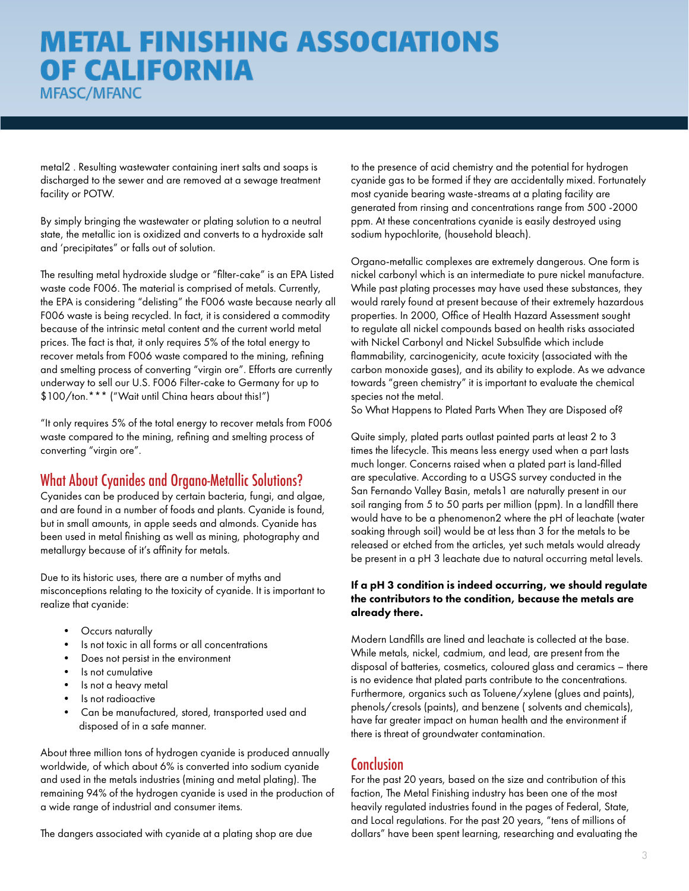metal2 . Resulting wastewater containing inert salts and soaps is discharged to the sewer and are removed at a sewage treatment facility or POTW.

By simply bringing the wastewater or plating solution to a neutral state, the metallic ion is oxidized and converts to a hydroxide salt and 'precipitates" or falls out of solution.

The resulting metal hydroxide sludge or "filter-cake" is an EPA Listed waste code F006. The material is comprised of metals. Currently, the EPA is considering "delisting" the F006 waste because nearly all F006 waste is being recycled. In fact, it is considered a commodity because of the intrinsic metal content and the current world metal prices. The fact is that, it only requires 5% of the total energy to recover metals from F006 waste compared to the mining, refining and smelting process of converting "virgin ore". Efforts are currently underway to sell our U.S. F006 Filter-cake to Germany for up to $100/ton.*** ("Wait until China hears about this!")

"It only requires 5% of the total energy to recover metals from F006 waste compared to the mining, refining and smelting process of converting "virgin ore".

## What About Cyanides and Organo-Metallic Solutions?

Cyanides can be produced by certain bacteria, fungi, and algae, and are found in a number of foods and plants. Cyanide is found, but in small amounts, in apple seeds and almonds. Cyanide has been used in metal finishing as well as mining, photography and metallurgy because of it's affinity for metals.

Due to its historic uses, there are a number of myths and misconceptions relating to the toxicity of cyanide. It is important to realize that cyanide:

- Occurs naturally
- Is not toxic in all forms or all concentrations
- Does not persist in the environment
- Is not cumulative
- Is not a heavy metal
- Is not radioactive
- Can be manufactured, stored, transported used and disposed of in a safe manner.

About three million tons of hydrogen cyanide is produced annually worldwide, of which about 6% is converted into sodium cyanide and used in the metals industries (mining and metal plating). The remaining 94% of the hydrogen cyanide is used in the production of a wide range of industrial and consumer items.

The dangers associated with cyanide at a plating shop are due to the presence of acid chemistry and the potential for hydrogen cyanide gas to be formed if they are accidentally mixed. Fortunately most cyanide bearing waste-streams at a plating facility are generated from rinsing and concentrations range from 500 -2000 ppm. At these concentrations cyanide is easily destroyed using sodium hypochlorite, (household bleach).

Organo-metallic complexes are extremely dangerous. One form is nickel carbonyl which is an intermediate to pure nickel manufacture. While past plating processes may have used these substances, they would rarely found at present because of their extremely hazardous properties. In 2000, Office of Health Hazard Assessment sought to regulate all nickel compounds based on health risks associated with Nickel Carbonyl and Nickel Subsulfide which include flammability, carcinogenicity, acute toxicity (associated with the carbon monoxide gases), and its ability to explode. As we advance towards "green chemistry" it is important to evaluate the chemical species not the metal.

So What Happens to Plated Parts When They are Disposed of?

Quite simply, plated parts outlast painted parts at least 2 to 3 times the lifecycle. This means less energy used when a part lasts much longer. Concerns raised when a plated part is land-filled are speculative. According to a USGS survey conducted in the San Fernando Valley Basin, metals1 are naturally present in our soil ranging from 5 to 50 parts per million (ppm). In a landfill there would have to be a phenomenon2 where the pH of leachate (water soaking through soil) would be at less than 3 for the metals to be released or etched from the articles, yet such metals would already be present in a pH 3 leachate due to natural occurring metal levels.

**If a pH 3 condition is indeed occurring, we should regulate the contributors to the condition, because the metals are already there.**

Modern Landfills are lined and leachate is collected at the base. While metals, nickel, cadmium, and lead, are present from the disposal of batteries, cosmetics, coloured glass and ceramics – there is no evidence that plated parts contribute to the concentrations. Furthermore, organics such as Toluene/xylene (glues and paints), phenols/cresols (paints), and benzene ( solvents and chemicals), have far greater impact on human health and the environment if there is threat of groundwater contamination.

## Conclusion

For the past 20 years, based on the size and contribution of this faction, The Metal Finishing industry has been one of the most heavily regulated industries found in the pages of Federal, State, and Local regulations. For the past 20 years, "tens of millions of dollars" have been spent learning, researching and evaluating the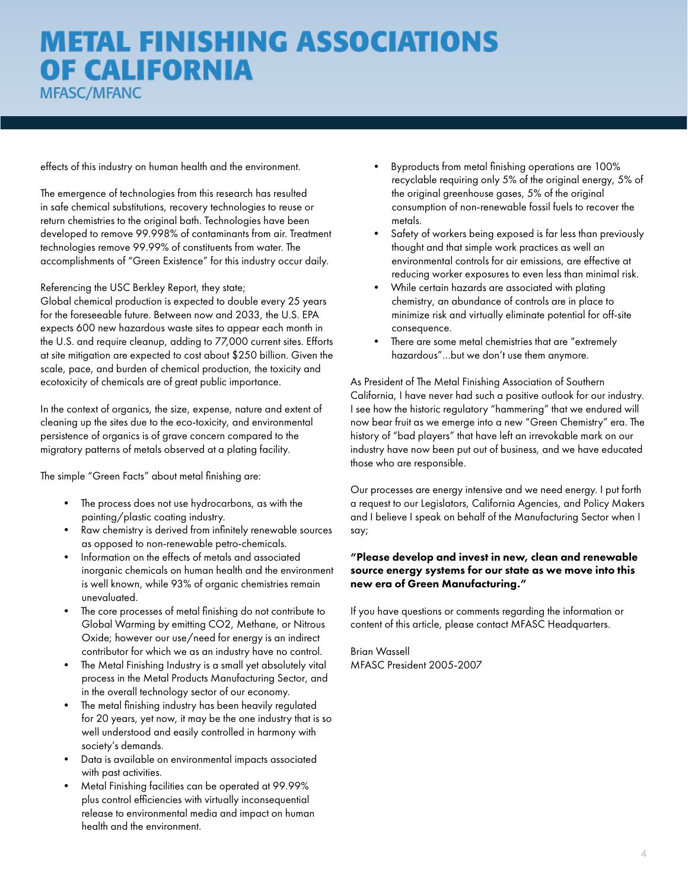effects of this industry on human health and the environment.

The emergence of technologies from this research has resulted in safe chemical substitutions, recovery technologies to reuse or return chemistries to the original bath. Technologies have been developed to remove 99.998% of contaminants from air. Treatment technologies remove 99.99% of constituents from water. The accomplishments of "Green Existence" for this industry occur daily.

Referencing the USC Berkley Report, they state;
Global chemical production is expected to double every 25 years for the foreseeable future. Between now and 2033, the U.S. EPA expects 600 new hazardous waste sites to appear each month in the U.S. and require cleanup, adding to 77,000 current sites. Efforts at site mitigation are expected to cost about $250 billion. Given the scale, pace, and burden of chemical production, the toxicity and ecotoxicity of chemicals are of great public importance.

In the context of organics, the size, expense, nature and extent of cleaning up the sites due to the eco-toxicity, and environmental persistence of organics is of grave concern compared to the migratory patterns of metals observed at a plating facility.

The simple "Green Facts" about metal finishing are:

- The process does not use hydrocarbons, as with the painting/plastic coating industry.
- Raw chemistry is derived from infinitely renewable sources as opposed to non-renewable petro-chemicals.
- Information on the effects of metals and associated inorganic chemicals on human health and the environment is well known, while 93% of organic chemistries remain unevaluated.
- The core processes of metal finishing do not contribute to Global Warming by emitting CO2, Methane, or Nitrous Oxide; however our use/need for energy is an indirect contributor for which we as an industry have no control.
- The Metal Finishing Industry is a small yet absolutely vital process in the Metal Products Manufacturing Sector, and in the overall technology sector of our economy.
- The metal finishing industry has been heavily regulated for 20 years, yet now, it may be the one industry that is so well understood and easily controlled in harmony with society's demands.
- Data is available on environmental impacts associated with past activities.
- Metal Finishing facilities can be operated at 99.99% plus control efficiencies with virtually inconsequential release to environmental media and impact on human health and the environment.
- Byproducts from metal finishing operations are 100% recyclable requiring only 5% of the original energy, 5% of the original greenhouse gases, 5% of the original consumption of non-renewable fossil fuels to recover the metals.
- Safety of workers being exposed is far less than previously thought and that simple work practices as well an environmental controls for air emissions, are effective at reducing worker exposures to even less than minimal risk.
- While certain hazards are associated with plating chemistry, an abundance of controls are in place to minimize risk and virtually eliminate potential for off-site consequence.
- There are some metal chemistries that are "extremely hazardous"...but we don't use them anymore.

As President of The Metal Finishing Association of Southern California, I have never had such a positive outlook for our industry. I see how the historic regulatory "hammering" that we endured will now bear fruit as we emerge into a new "Green Chemistry" era. The history of "bad players" that have left an irrevocable mark on our industry have now been put out of business, and we have educated those who are responsible.

Our processes are energy intensive and we need energy. I put forth a request to our Legislators, California Agencies, and Policy Makers and I believe I speak on behalf of the Manufacturing Sector when I say;

**"Please develop and invest in new, clean and renewable source energy systems for our state as we move into this new era of Green Manufacturing."**

If you have questions or comments regarding the information or content of this article, please contact MFASC Headquarters.

Brian Wassell
MFASC President 2005-2007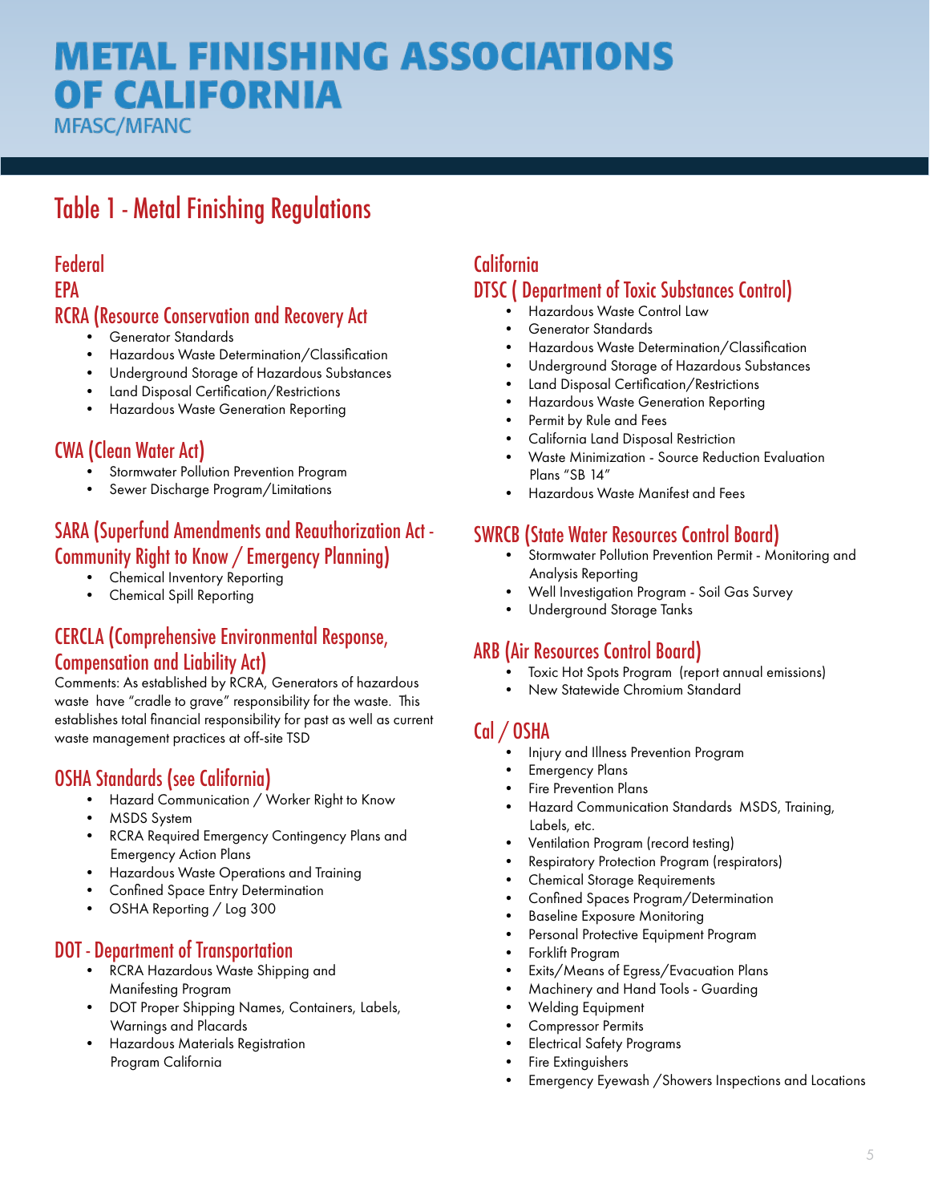# METAL FINISHING ASSOCIATIONS OF CALIFORNIA

MFASC/MFANC

## Table 1 - Metal Finishing Regulations

### Federal

### EPA

### RCRA (Resource Conservation and Recovery Act

- Generator Standards
- Hazardous Waste Determination/Classification
- Underground Storage of Hazardous Substances
- Land Disposal Certification/Restrictions
- Hazardous Waste Generation Reporting

### CWA (Clean Water Act)

- Stormwater Pollution Prevention Program
- Sewer Discharge Program/Limitations

### SARA (Superfund Amendments and Reauthorization Act - Community Right to Know / Emergency Planning)

- Chemical Inventory Reporting
- Chemical Spill Reporting

### CERCLA (Comprehensive Environmental Response, Compensation and Liability Act)

Comments: As established by RCRA, Generators of hazardous waste have "cradle to grave" responsibility for the waste. This establishes total financial responsibility for past as well as current waste management practices at off-site TSD

### OSHA Standards (see California)

- Hazard Communication / Worker Right to Know
- MSDS System
- RCRA Required Emergency Contingency Plans and Emergency Action Plans
- Hazardous Waste Operations and Training
- Confined Space Entry Determination
- OSHA Reporting / Log 300

### DOT - Department of Transportation

- RCRA Hazardous Waste Shipping and Manifesting Program
- DOT Proper Shipping Names, Containers, Labels, Warnings and Placards
- Hazardous Materials Registration Program California

### California

### DTSC ( Department of Toxic Substances Control)

- Hazardous Waste Control Law
- Generator Standards
- Hazardous Waste Determination/Classification
- Underground Storage of Hazardous Substances
- Land Disposal Certification/Restrictions
- Hazardous Waste Generation Reporting
- Permit by Rule and Fees
- California Land Disposal Restriction
- Waste Minimization - Source Reduction Evaluation Plans "SB 14"
- Hazardous Waste Manifest and Fees

### SWRCB (State Water Resources Control Board)

- Stormwater Pollution Prevention Permit - Monitoring and Analysis Reporting
- Well Investigation Program - Soil Gas Survey
- Underground Storage Tanks

### ARB (Air Resources Control Board)

- Toxic Hot Spots Program (report annual emissions)
- New Statewide Chromium Standard

### Cal / OSHA

- Injury and Illness Prevention Program
- Emergency Plans
- Fire Prevention Plans
- Hazard Communication Standards MSDS, Training, Labels, etc.
- Ventilation Program (record testing)
- Respiratory Protection Program (respirators)
- Chemical Storage Requirements
- Confined Spaces Program/Determination
- Baseline Exposure Monitoring
- Personal Protective Equipment Program
- Forklift Program
- Exits/Means of Egress/Evacuation Plans
- Machinery and Hand Tools - Guarding
- Welding Equipment
- Compressor Permits
- Electrical Safety Programs
- Fire Extinguishers
- Emergency Eyewash /Showers Inspections and Locations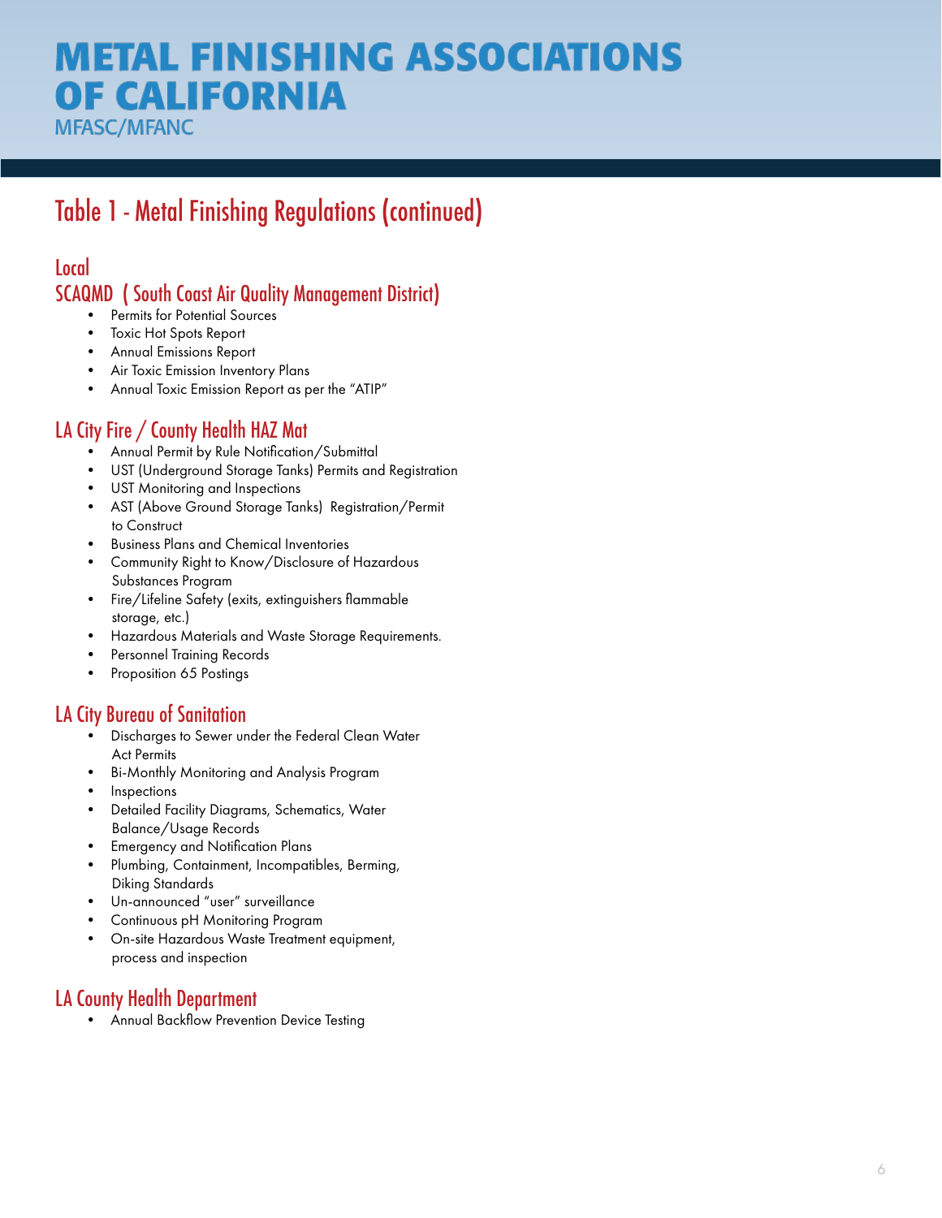# METAL FINISHING ASSOCIATIONS OF CALIFORNIA

MFASC/MFANC

## Table 1 - Metal Finishing Regulations (continued)

### Local

### SCAQMD ( South Coast Air Quality Management District)

- Permits for Potential Sources
- Toxic Hot Spots Report
- Annual Emissions Report
- Air Toxic Emission Inventory Plans
- Annual Toxic Emission Report as per the "ATIP"

### LA City Fire / County Health HAZ Mat

- Annual Permit by Rule Notification/Submittal
- UST (Underground Storage Tanks) Permits and Registration
- UST Monitoring and Inspections
- AST (Above Ground Storage Tanks) Registration/Permit to Construct
- Business Plans and Chemical Inventories
- Community Right to Know/Disclosure of Hazardous Substances Program
- Fire/Lifeline Safety (exits, extinguishers flammable storage, etc.)
- Hazardous Materials and Waste Storage Requirements.
- Personnel Training Records
- Proposition 65 Postings

### LA City Bureau of Sanitation

- Discharges to Sewer under the Federal Clean Water Act Permits
- Bi-Monthly Monitoring and Analysis Program
- Inspections
- Detailed Facility Diagrams, Schematics, Water Balance/Usage Records
- Emergency and Notification Plans
- Plumbing, Containment, Incompatibles, Berming, Diking Standards
- Un-announced "user" surveillance
- Continuous pH Monitoring Program
- On-site Hazardous Waste Treatment equipment, process and inspection

### LA County Health Department

- Annual Backflow Prevention Device Testing